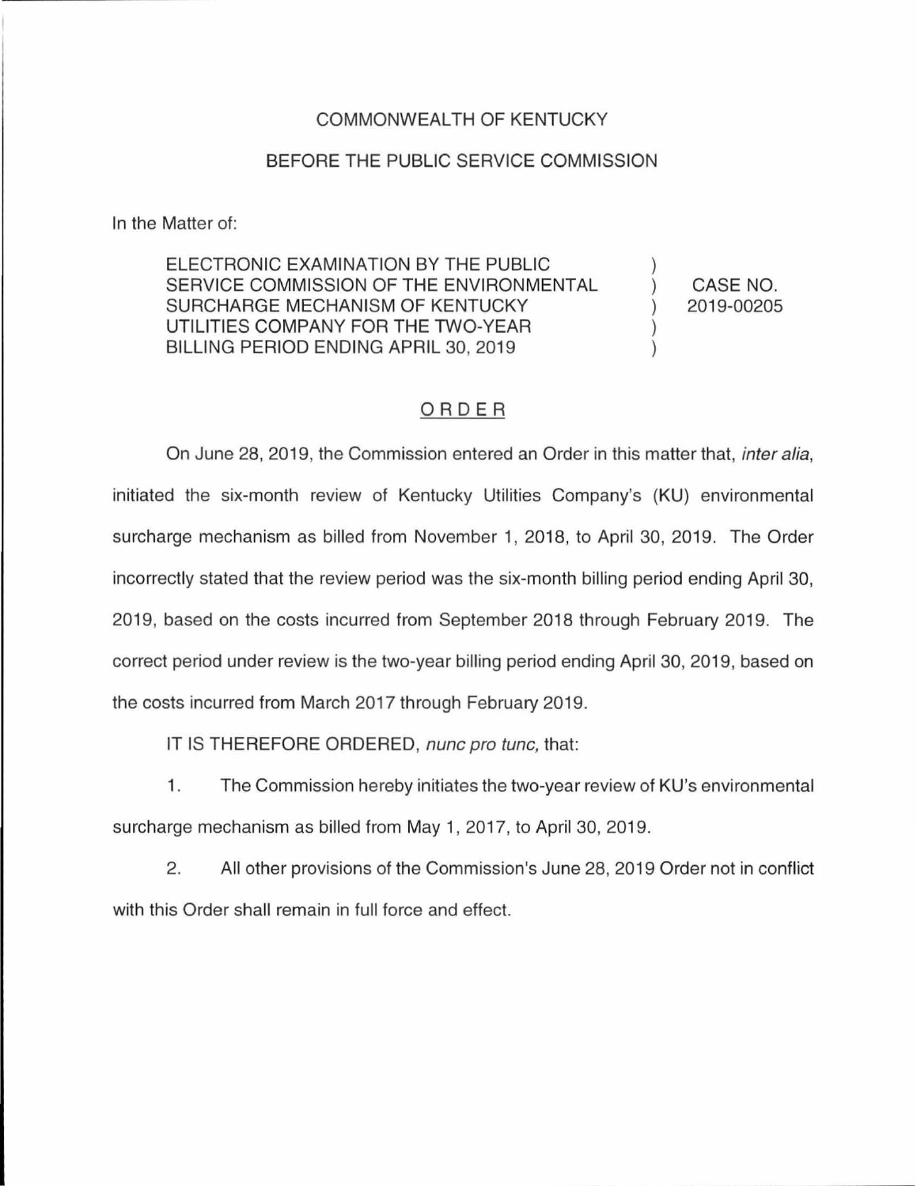COMMONWEALTH OF KENTUCKY

BEFORE THE PUBLIC SERVICE COMMISSION

In the Matter of:

| | | |
|---|---|---|
| ELECTRONIC EXAMINATION BY THE PUBLIC SERVICE COMMISSION OF THE ENVIRONMENTAL SURCHARGE MECHANISM OF KENTUCKY UTILITIES COMPANY FOR THE TWO-YEAR BILLING PERIOD ENDING APRIL 30, 2019 | ) ) ) ) ) | CASE NO. 2019-00205 |

## ORDER

On June 28, 2019, the Commission entered an Order in this matter that, *inter alia*, initiated the six-month review of Kentucky Utilities Company's (KU) environmental surcharge mechanism as billed from November 1, 2018, to April 30, 2019. The Order incorrectly stated that the review period was the six-month billing period ending April 30, 2019, based on the costs incurred from September 2018 through February 2019. The correct period under review is the two-year billing period ending April 30, 2019, based on the costs incurred from March 2017 through February 2019.

IT IS THEREFORE ORDERED, *nunc pro tunc,* that:

1. The Commission hereby initiates the two-year review of KU's environmental surcharge mechanism as billed from May 1, 2017, to April 30, 2019.

2. All other provisions of the Commission's June 28, 2019 Order not in conflict with this Order shall remain in full force and effect.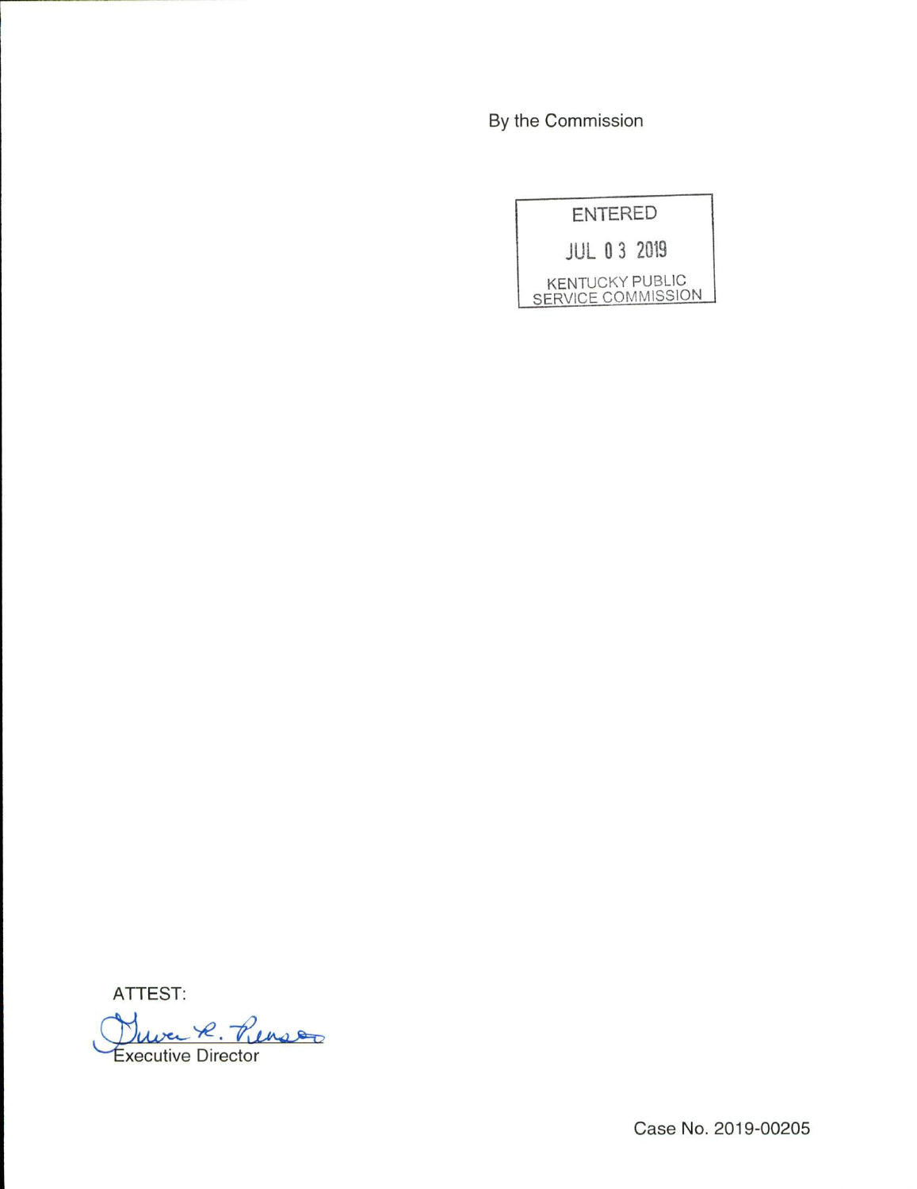By the Commission

ENTERED

JUL 03 2019

KENTUCKY PUBLIC SERVICE COMMISSION

ATTEST:

Executive Director

Case No. 2019-00205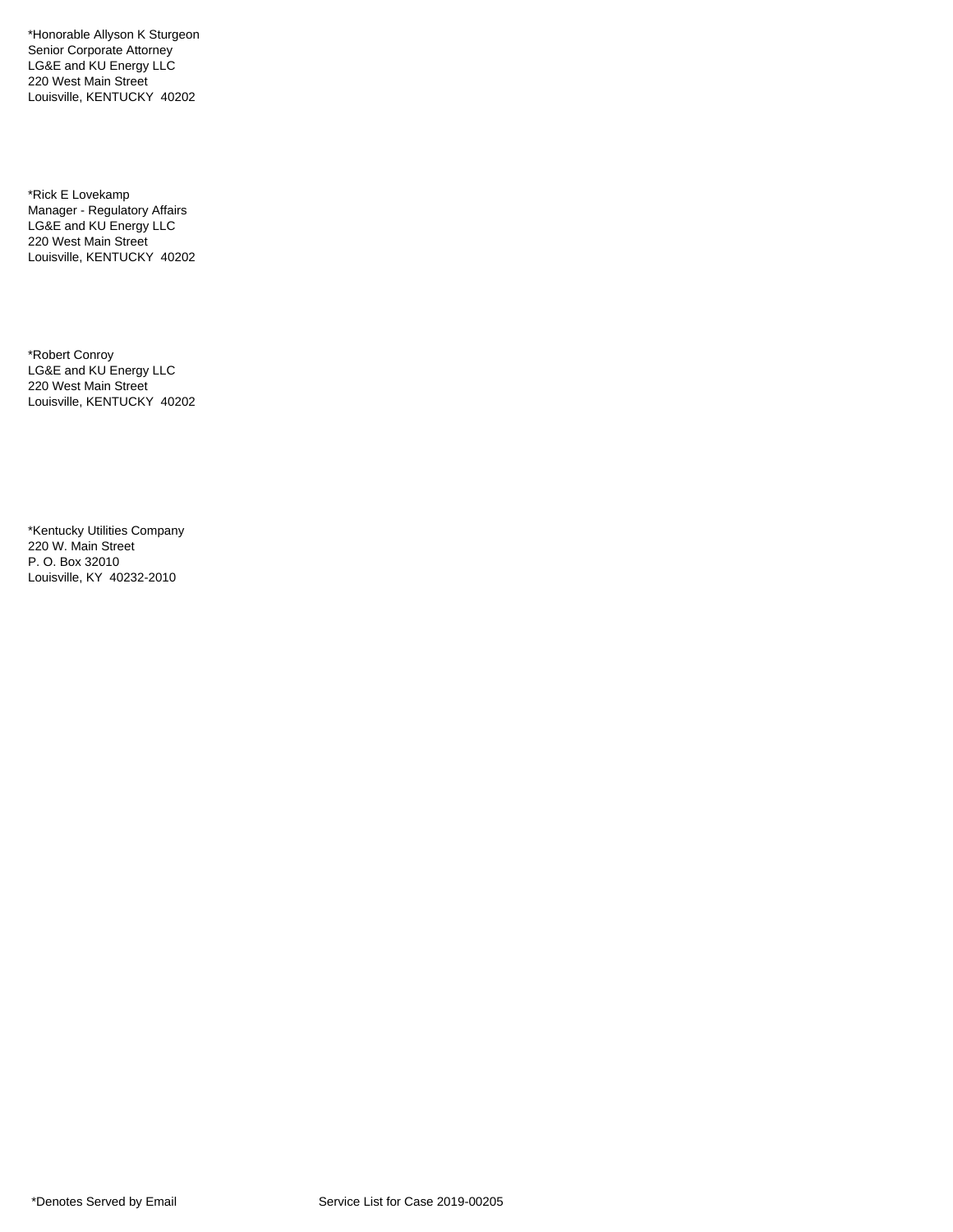*Honorable Allyson K Sturgeon
Senior Corporate Attorney
LG&E and KU Energy LLC
220 West Main Street
Louisville, KENTUCKY  40202

*Rick E Lovekamp
Manager - Regulatory Affairs
LG&E and KU Energy LLC
220 West Main Street
Louisville, KENTUCKY  40202

*Robert Conroy
LG&E and KU Energy LLC
220 West Main Street
Louisville, KENTUCKY  40202

*Kentucky Utilities Company
220 W. Main Street
P. O. Box 32010
Louisville, KY  40232-2010

*Denotes Served by Email

Service List for Case 2019-00205